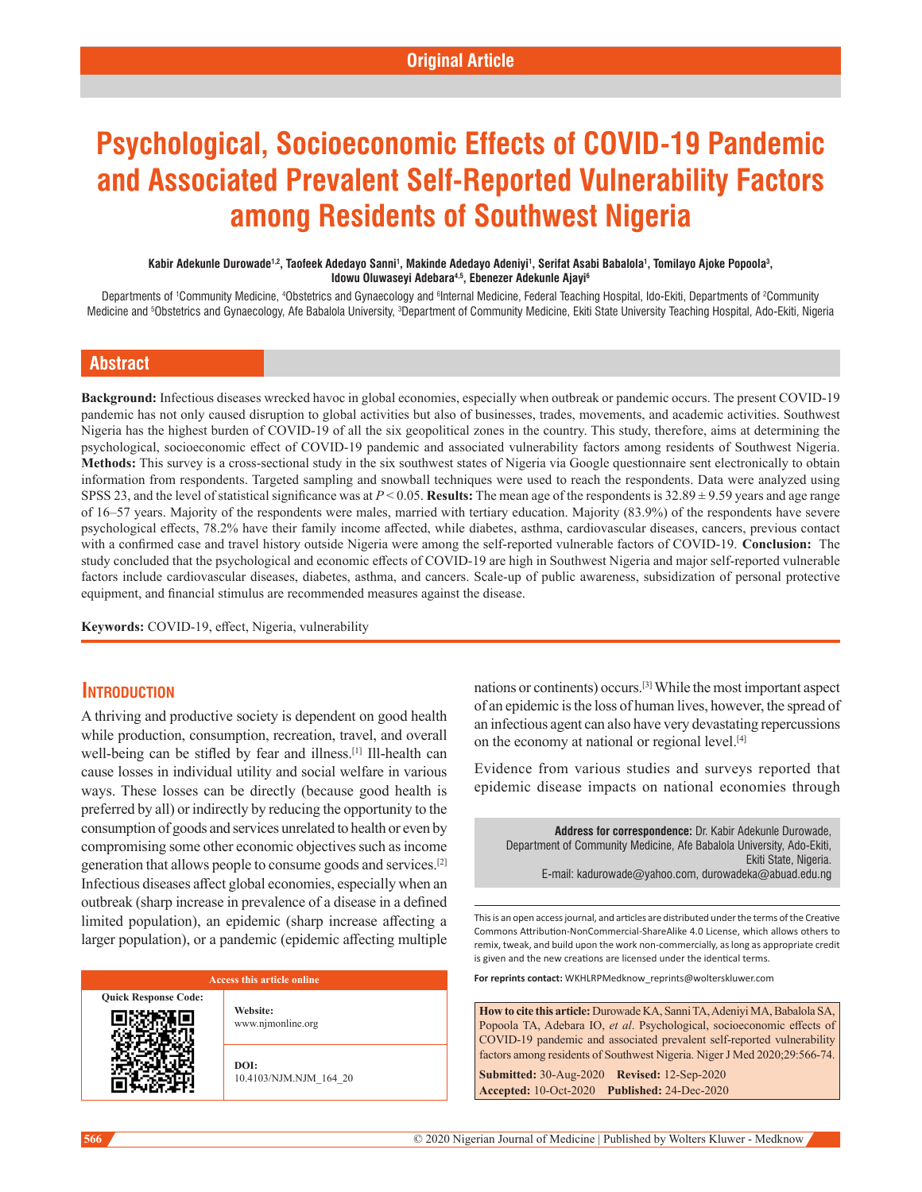Original Article

# Psychological, Socioeconomic Effects of COVID-19 Pandemic and Associated Prevalent Self-Reported Vulnerability Factors among Residents of Southwest Nigeria

**Kabir Adekunle Durowade[1,2], Taofeek Adedayo Sanni[1], Makinde Adedayo Adeniyi[1], Serifat Asabi Babalola[1], Tomilayo Ajoke Popoola[3], Idowu Oluwaseyi Adebara[4,5], Ebenezer Adekunle Ajayi[6]**

Departments of [1]Community Medicine, [4]Obstetrics and Gynaecology and [6]Internal Medicine, Federal Teaching Hospital, Ido-Ekiti, Departments of [2]Community Medicine and [5]Obstetrics and Gynaecology, Afe Babalola University, [3]Department of Community Medicine, Ekiti State University Teaching Hospital, Ado-Ekiti, Nigeria

## Abstract

**Background:** Infectious diseases wrecked havoc in global economies, especially when outbreak or pandemic occurs. The present COVID-19 pandemic has not only caused disruption to global activities but also of businesses, trades, movements, and academic activities. Southwest Nigeria has the highest burden of COVID-19 of all the six geopolitical zones in the country. This study, therefore, aims at determining the psychological, socioeconomic effect of COVID-19 pandemic and associated vulnerability factors among residents of Southwest Nigeria. **Methods:** This survey is a cross-sectional study in the six southwest states of Nigeria via Google questionnaire sent electronically to obtain information from respondents. Targeted sampling and snowball techniques were used to reach the respondents. Data were analyzed using SPSS 23, and the level of statistical significance was at $P < 0.05$. **Results:** The mean age of the respondents is $32.89 \pm 9.59$ years and age range of 16–57 years. Majority of the respondents were males, married with tertiary education. Majority (83.9%) of the respondents have severe psychological effects, 78.2% have their family income affected, while diabetes, asthma, cardiovascular diseases, cancers, previous contact with a confirmed case and travel history outside Nigeria were among the self-reported vulnerable factors of COVID-19. **Conclusion:** The study concluded that the psychological and economic effects of COVID-19 are high in Southwest Nigeria and major self-reported vulnerable factors include cardiovascular diseases, diabetes, asthma, and cancers. Scale-up of public awareness, subsidization of personal protective equipment, and financial stimulus are recommended measures against the disease.

**Keywords:** COVID-19, effect, Nigeria, vulnerability

## Introduction

A thriving and productive society is dependent on good health while production, consumption, recreation, travel, and overall well-being can be stifled by fear and illness.[1] Ill-health can cause losses in individual utility and social welfare in various ways. These losses can be directly (because good health is preferred by all) or indirectly by reducing the opportunity to the consumption of goods and services unrelated to health or even by compromising some other economic objectives such as income generation that allows people to consume goods and services.[2] Infectious diseases affect global economies, especially when an outbreak (sharp increase in prevalence of a disease in a defined limited population), an epidemic (sharp increase affecting a larger population), or a pandemic (epidemic affecting multiple nations or continents) occurs.[3] While the most important aspect of an epidemic is the loss of human lives, however, the spread of an infectious agent can also have very devastating repercussions on the economy at national or regional level.[4]

Evidence from various studies and surveys reported that epidemic disease impacts on national economies through

**Address for correspondence:** Dr. Kabir Adekunle Durowade, Department of Community Medicine, Afe Babalola University, Ado-Ekiti, Ekiti State, Nigeria. E-mail: kadurowade@yahoo.com, durowadeka@abuad.edu.ng

| Access this article online | |
|---|---|
| Quick Response Code: | Website: www.njmonline.org |
| | DOI: 10.4103/NJM.NJM_164_20 |

This is an open access journal, and articles are distributed under the terms of the Creative Commons Attribution-NonCommercial-ShareAlike 4.0 License, which allows others to remix, tweak, and build upon the work non-commercially, as long as appropriate credit is given and the new creations are licensed under the identical terms.

**For reprints contact:** WKHLRPMedknow_reprints@wolterskluwer.com

**How to cite this article:** Durowade KA, Sanni TA, Adeniyi MA, Babalola SA, Popoola TA, Adebara IO, *et al*. Psychological, socioeconomic effects of COVID-19 pandemic and associated prevalent self-reported vulnerability factors among residents of Southwest Nigeria. Niger J Med 2020;29:566-74.

**Submitted:** 30-Aug-2020 **Revised:** 12-Sep-2020 **Accepted:** 10-Oct-2020 **Published:** 24-Dec-2020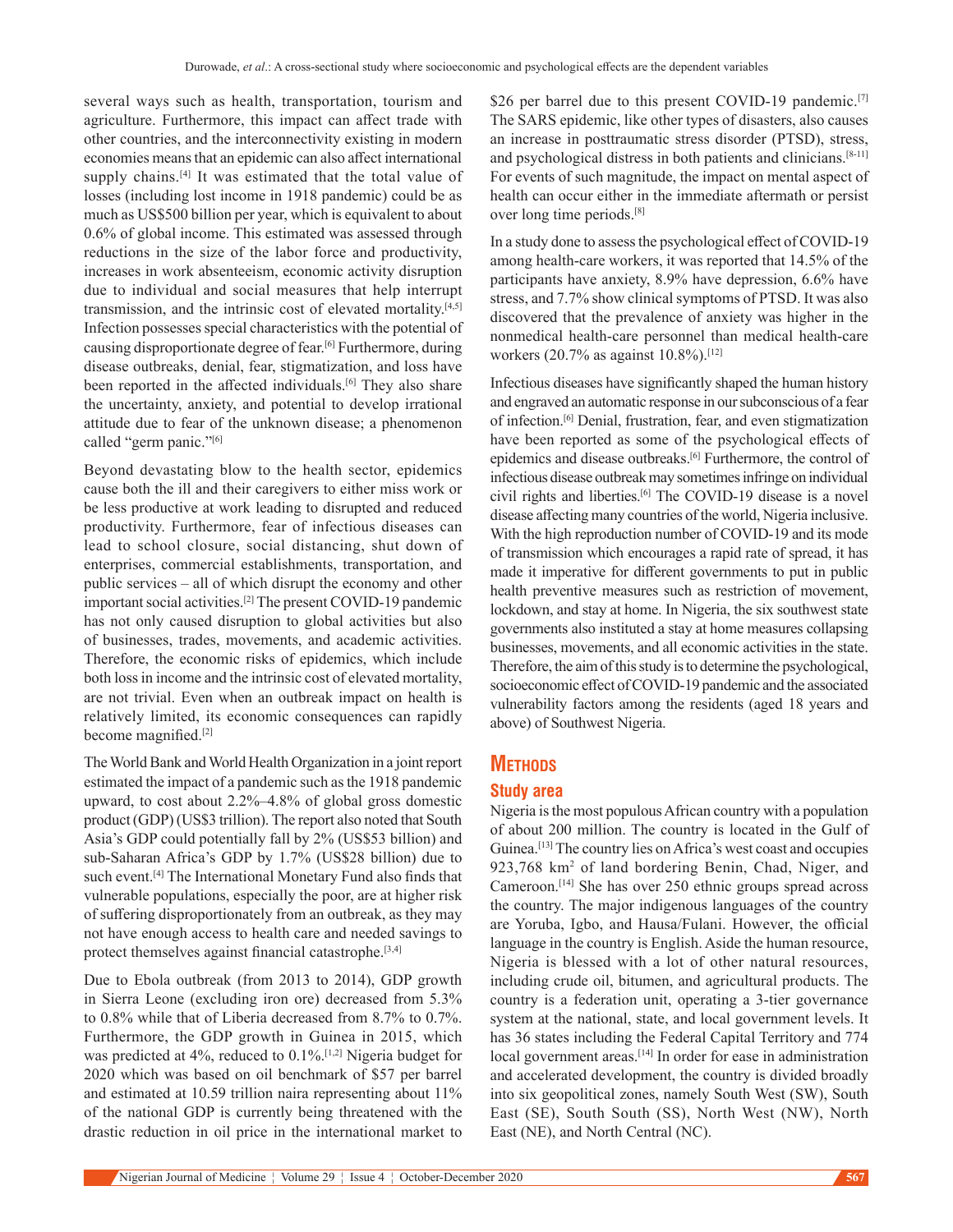several ways such as health, transportation, tourism and agriculture. Furthermore, this impact can affect trade with other countries, and the interconnectivity existing in modern economies means that an epidemic can also affect international supply chains.[4] It was estimated that the total value of losses (including lost income in 1918 pandemic) could be as much as US$500 billion per year, which is equivalent to about 0.6% of global income. This estimated was assessed through reductions in the size of the labor force and productivity, increases in work absenteeism, economic activity disruption due to individual and social measures that help interrupt transmission, and the intrinsic cost of elevated mortality.[4,5] Infection possesses special characteristics with the potential of causing disproportionate degree of fear.[6] Furthermore, during disease outbreaks, denial, fear, stigmatization, and loss have been reported in the affected individuals.[6] They also share the uncertainty, anxiety, and potential to develop irrational attitude due to fear of the unknown disease; a phenomenon called "germ panic."[6]

Beyond devastating blow to the health sector, epidemics cause both the ill and their caregivers to either miss work or be less productive at work leading to disrupted and reduced productivity. Furthermore, fear of infectious diseases can lead to school closure, social distancing, shut down of enterprises, commercial establishments, transportation, and public services – all of which disrupt the economy and other important social activities.[2] The present COVID-19 pandemic has not only caused disruption to global activities but also of businesses, trades, movements, and academic activities. Therefore, the economic risks of epidemics, which include both loss in income and the intrinsic cost of elevated mortality, are not trivial. Even when an outbreak impact on health is relatively limited, its economic consequences can rapidly become magnified.[2]

The World Bank and World Health Organization in a joint report estimated the impact of a pandemic such as the 1918 pandemic upward, to cost about 2.2%–4.8% of global gross domestic product (GDP) (US$3 trillion). The report also noted that South Asia's GDP could potentially fall by 2% (US$53 billion) and sub-Saharan Africa's GDP by 1.7% (US$28 billion) due to such event.[4] The International Monetary Fund also finds that vulnerable populations, especially the poor, are at higher risk of suffering disproportionately from an outbreak, as they may not have enough access to health care and needed savings to protect themselves against financial catastrophe.[3,4]

Due to Ebola outbreak (from 2013 to 2014), GDP growth in Sierra Leone (excluding iron ore) decreased from 5.3% to 0.8% while that of Liberia decreased from 8.7% to 0.7%. Furthermore, the GDP growth in Guinea in 2015, which was predicted at 4%, reduced to 0.1%.[1,2] Nigeria budget for 2020 which was based on oil benchmark of $57 per barrel and estimated at 10.59 trillion naira representing about 11% of the national GDP is currently being threatened with the drastic reduction in oil price in the international market to $26 per barrel due to this present COVID-19 pandemic.[7] The SARS epidemic, like other types of disasters, also causes an increase in posttraumatic stress disorder (PTSD), stress, and psychological distress in both patients and clinicians.[8-11] For events of such magnitude, the impact on mental aspect of health can occur either in the immediate aftermath or persist over long time periods.[8]

In a study done to assess the psychological effect of COVID-19 among health-care workers, it was reported that 14.5% of the participants have anxiety, 8.9% have depression, 6.6% have stress, and 7.7% show clinical symptoms of PTSD. It was also discovered that the prevalence of anxiety was higher in the nonmedical health-care personnel than medical health-care workers (20.7% as against 10.8%).[12]

Infectious diseases have significantly shaped the human history and engraved an automatic response in our subconscious of a fear of infection.[6] Denial, frustration, fear, and even stigmatization have been reported as some of the psychological effects of epidemics and disease outbreaks.[6] Furthermore, the control of infectious disease outbreak may sometimes infringe on individual civil rights and liberties.[6] The COVID-19 disease is a novel disease affecting many countries of the world, Nigeria inclusive. With the high reproduction number of COVID-19 and its mode of transmission which encourages a rapid rate of spread, it has made it imperative for different governments to put in public health preventive measures such as restriction of movement, lockdown, and stay at home. In Nigeria, the six southwest state governments also instituted a stay at home measures collapsing businesses, movements, and all economic activities in the state. Therefore, the aim of this study is to determine the psychological, socioeconomic effect of COVID-19 pandemic and the associated vulnerability factors among the residents (aged 18 years and above) of Southwest Nigeria.

## Methods

### Study area

Nigeria is the most populous African country with a population of about 200 million. The country is located in the Gulf of Guinea.[13] The country lies on Africa's west coast and occupies 923,768 km$^2$ of land bordering Benin, Chad, Niger, and Cameroon.[14] She has over 250 ethnic groups spread across the country. The major indigenous languages of the country are Yoruba, Igbo, and Hausa/Fulani. However, the official language in the country is English. Aside the human resource, Nigeria is blessed with a lot of other natural resources, including crude oil, bitumen, and agricultural products. The country is a federation unit, operating a 3-tier governance system at the national, state, and local government levels. It has 36 states including the Federal Capital Territory and 774 local government areas.[14] In order for ease in administration and accelerated development, the country is divided broadly into six geopolitical zones, namely South West (SW), South East (SE), South South (SS), North West (NW), North East (NE), and North Central (NC).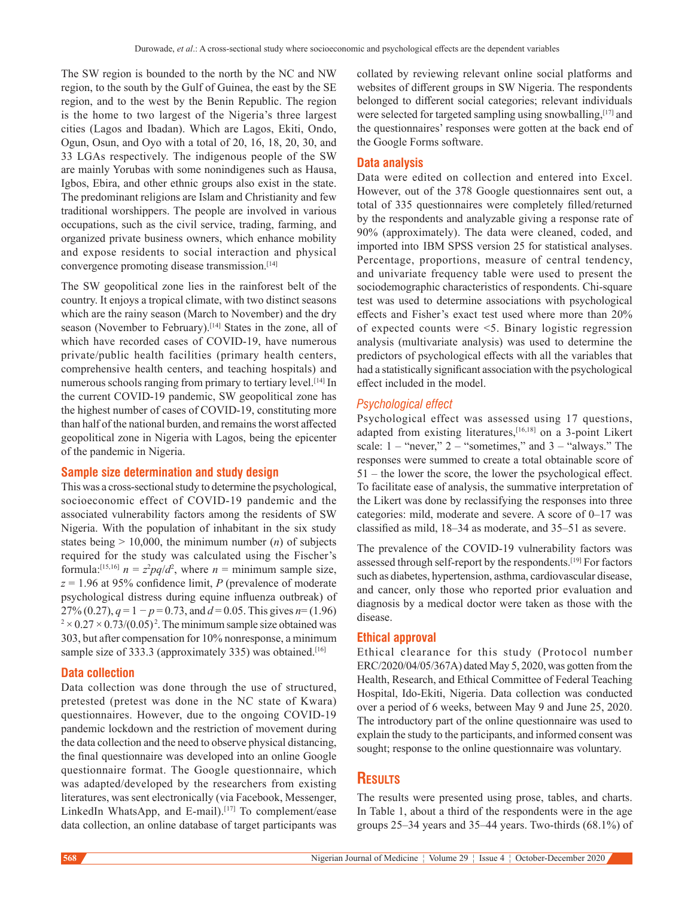The SW region is bounded to the north by the NC and NW region, to the south by the Gulf of Guinea, the east by the SE region, and to the west by the Benin Republic. The region is the home to two largest of the Nigeria's three largest cities (Lagos and Ibadan). Which are Lagos, Ekiti, Ondo, Ogun, Osun, and Oyo with a total of 20, 16, 18, 20, 30, and 33 LGAs respectively. The indigenous people of the SW are mainly Yorubas with some nonindigenes such as Hausa, Igbos, Ebira, and other ethnic groups also exist in the state. The predominant religions are Islam and Christianity and few traditional worshippers. The people are involved in various occupations, such as the civil service, trading, farming, and organized private business owners, which enhance mobility and expose residents to social interaction and physical convergence promoting disease transmission.[14]

The SW geopolitical zone lies in the rainforest belt of the country. It enjoys a tropical climate, with two distinct seasons which are the rainy season (March to November) and the dry season (November to February).[14] States in the zone, all of which have recorded cases of COVID-19, have numerous private/public health facilities (primary health centers, comprehensive health centers, and teaching hospitals) and numerous schools ranging from primary to tertiary level.[14] In the current COVID-19 pandemic, SW geopolitical zone has the highest number of cases of COVID-19, constituting more than half of the national burden, and remains the worst affected geopolitical zone in Nigeria with Lagos, being the epicenter of the pandemic in Nigeria.

### Sample size determination and study design

This was a cross-sectional study to determine the psychological, socioeconomic effect of COVID-19 pandemic and the associated vulnerability factors among the residents of SW Nigeria. With the population of inhabitant in the six study states being > 10,000, the minimum number ($n$) of subjects required for the study was calculated using the Fischer's formula:[15,16] $n = z^2pq/d^2$, where $n$ = minimum sample size, $z = 1.96$ at 95% confidence limit, $P$ (prevalence of moderate psychological distress during equine influenza outbreak) of 27% (0.27), $q = 1 - p = 0.73$, and $d = 0.05$. This gives $n = (1.96)^2 \times 0.27 \times 0.73/(0.05)^2$. The minimum sample size obtained was 303, but after compensation for 10% nonresponse, a minimum sample size of 333.3 (approximately 335) was obtained.[16]

### Data collection

Data collection was done through the use of structured, pretested (pretest was done in the NC state of Kwara) questionnaires. However, due to the ongoing COVID-19 pandemic lockdown and the restriction of movement during the data collection and the need to observe physical distancing, the final questionnaire was developed into an online Google questionnaire format. The Google questionnaire, which was adapted/developed by the researchers from existing literatures, was sent electronically (via Facebook, Messenger, LinkedIn WhatsApp, and E-mail).[17] To complement/ease data collection, an online database of target participants was collated by reviewing relevant online social platforms and websites of different groups in SW Nigeria. The respondents belonged to different social categories; relevant individuals were selected for targeted sampling using snowballing,[17] and the questionnaires' responses were gotten at the back end of the Google Forms software.

### Data analysis

Data were edited on collection and entered into Excel. However, out of the 378 Google questionnaires sent out, a total of 335 questionnaires were completely filled/returned by the respondents and analyzable giving a response rate of 90% (approximately). The data were cleaned, coded, and imported into IBM SPSS version 25 for statistical analyses. Percentage, proportions, measure of central tendency, and univariate frequency table were used to present the sociodemographic characteristics of respondents. Chi-square test was used to determine associations with psychological effects and Fisher's exact test used where more than 20% of expected counts were <5. Binary logistic regression analysis (multivariate analysis) was used to determine the predictors of psychological effects with all the variables that had a statistically significant association with the psychological effect included in the model.

#### *Psychological effect*

Psychological effect was assessed using 17 questions, adapted from existing literatures,[16,18] on a 3-point Likert scale: 1 – "never," 2 – "sometimes," and 3 – "always." The responses were summed to create a total obtainable score of 51 – the lower the score, the lower the psychological effect. To facilitate ease of analysis, the summative interpretation of the Likert was done by reclassifying the responses into three categories: mild, moderate and severe. A score of 0–17 was classified as mild, 18–34 as moderate, and 35–51 as severe.

The prevalence of the COVID-19 vulnerability factors was assessed through self-report by the respondents.[19] For factors such as diabetes, hypertension, asthma, cardiovascular disease, and cancer, only those who reported prior evaluation and diagnosis by a medical doctor were taken as those with the disease.

### Ethical approval

Ethical clearance for this study (Protocol number ERC/2020/04/05/367A) dated May 5, 2020, was gotten from the Health, Research, and Ethical Committee of Federal Teaching Hospital, Ido-Ekiti, Nigeria. Data collection was conducted over a period of 6 weeks, between May 9 and June 25, 2020. The introductory part of the online questionnaire was used to explain the study to the participants, and informed consent was sought; response to the online questionnaire was voluntary.

## Results

The results were presented using prose, tables, and charts. In Table 1, about a third of the respondents were in the age groups 25–34 years and 35–44 years. Two-thirds (68.1%) of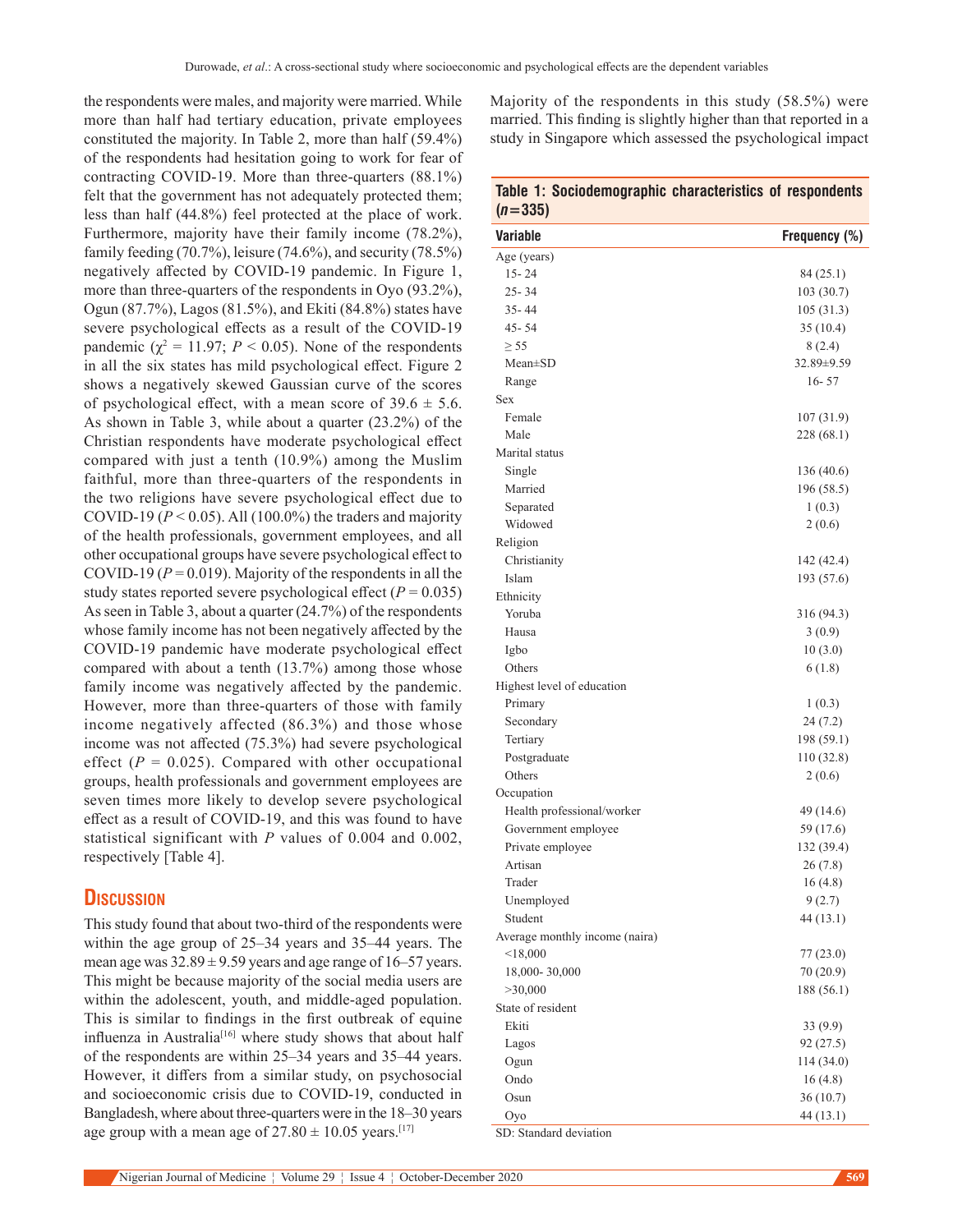the respondents were males, and majority were married. While more than half had tertiary education, private employees constituted the majority. In Table 2, more than half (59.4%) of the respondents had hesitation going to work for fear of contracting COVID-19. More than three-quarters (88.1%) felt that the government has not adequately protected them; less than half (44.8%) feel protected at the place of work. Furthermore, majority have their family income (78.2%), family feeding (70.7%), leisure (74.6%), and security (78.5%) negatively affected by COVID-19 pandemic. In Figure 1, more than three-quarters of the respondents in Oyo (93.2%), Ogun (87.7%), Lagos (81.5%), and Ekiti (84.8%) states have severe psychological effects as a result of the COVID-19 pandemic ($\chi^2 = 11.97$; $P < 0.05$). None of the respondents in all the six states has mild psychological effect. Figure 2 shows a negatively skewed Gaussian curve of the scores of psychological effect, with a mean score of 39.6 ± 5.6. As shown in Table 3, while about a quarter (23.2%) of the Christian respondents have moderate psychological effect compared with just a tenth (10.9%) among the Muslim faithful, more than three-quarters of the respondents in the two religions have severe psychological effect due to COVID-19 ($P < 0.05$). All (100.0%) the traders and majority of the health professionals, government employees, and all other occupational groups have severe psychological effect to COVID-19 ($P = 0.019$). Majority of the respondents in all the study states reported severe psychological effect ($P = 0.035$) As seen in Table 3, about a quarter (24.7%) of the respondents whose family income has not been negatively affected by the COVID-19 pandemic have moderate psychological effect compared with about a tenth (13.7%) among those whose family income was negatively affected by the pandemic. However, more than three-quarters of those with family income negatively affected (86.3%) and those whose income was not affected (75.3%) had severe psychological effect ($P = 0.025$). Compared with other occupational groups, health professionals and government employees are seven times more likely to develop severe psychological effect as a result of COVID-19, and this was found to have statistical significant with $P$ values of 0.004 and 0.002, respectively [Table 4].

## Discussion

This study found that about two-third of the respondents were within the age group of 25–34 years and 35–44 years. The mean age was 32.89 ± 9.59 years and age range of 16–57 years. This might be because majority of the social media users are within the adolescent, youth, and middle-aged population. This is similar to findings in the first outbreak of equine influenza in Australia[16] where study shows that about half of the respondents are within 25–34 years and 35–44 years. However, it differs from a similar study, on psychosocial and socioeconomic crisis due to COVID-19, conducted in Bangladesh, where about three-quarters were in the 18–30 years age group with a mean age of 27.80 ± 10.05 years.[17]

Majority of the respondents in this study (58.5%) were married. This finding is slightly higher than that reported in a study in Singapore which assessed the psychological impact

**Table 1: Sociodemographic characteristics of respondents (*n*=335)**

| Variable | Frequency (%) |
|---|---|
| Age (years) | |
| 15- 24 | 84 (25.1) |
| 25- 34 | 103 (30.7) |
| 35- 44 | 105 (31.3) |
| 45- 54 | 35 (10.4) |
| ≥ 55 | 8 (2.4) |
| Mean±SD | 32.89±9.59 |
| Range | 16- 57 |
| Sex | |
| Female | 107 (31.9) |
| Male | 228 (68.1) |
| Marital status | |
| Single | 136 (40.6) |
| Married | 196 (58.5) |
| Separated | 1 (0.3) |
| Widowed | 2 (0.6) |
| Religion | |
| Christianity | 142 (42.4) |
| Islam | 193 (57.6) |
| Ethnicity | |
| Yoruba | 316 (94.3) |
| Hausa | 3 (0.9) |
| Igbo | 10 (3.0) |
| Others | 6 (1.8) |
| Highest level of education | |
| Primary | 1 (0.3) |
| Secondary | 24 (7.2) |
| Tertiary | 198 (59.1) |
| Postgraduate | 110 (32.8) |
| Others | 2 (0.6) |
| Occupation | |
| Health professional/worker | 49 (14.6) |
| Government employee | 59 (17.6) |
| Private employee | 132 (39.4) |
| Artisan | 26 (7.8) |
| Trader | 16 (4.8) |
| Unemployed | 9 (2.7) |
| Student | 44 (13.1) |
| Average monthly income (naira) | |
| <18,000 | 77 (23.0) |
| 18,000- 30,000 | 70 (20.9) |
| >30,000 | 188 (56.1) |
| State of resident | |
| Ekiti | 33 (9.9) |
| Lagos | 92 (27.5) |
| Ogun | 114 (34.0) |
| Ondo | 16 (4.8) |
| Osun | 36 (10.7) |
| Oyo | 44 (13.1) |

SD: Standard deviation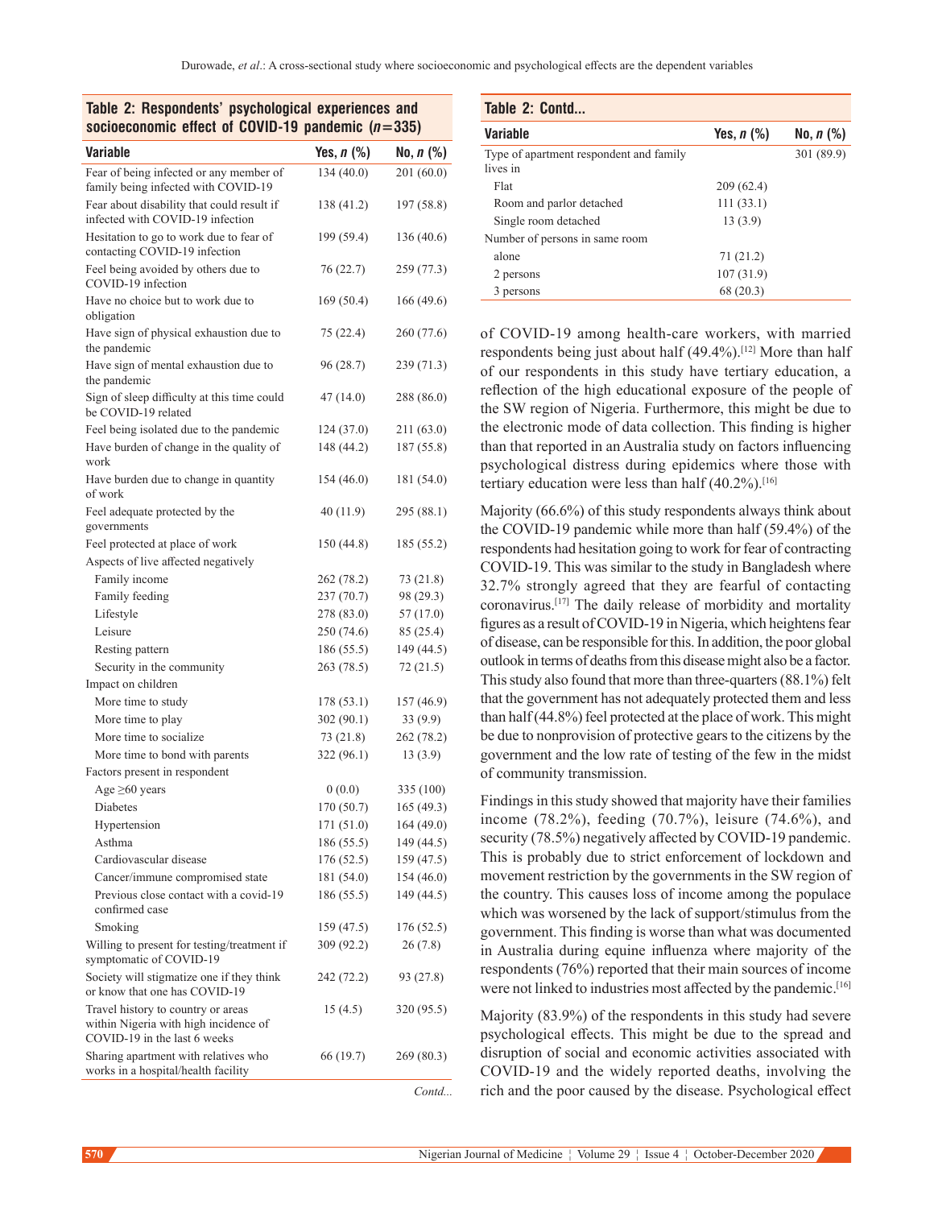**Table 2: Respondents' psychological experiences and socioeconomic effect of COVID-19 pandemic ($n$=335)**

| Variable | Yes, $n$ (%) | No, $n$ (%) |
|---|---|---|
| Fear of being infected or any member of family being infected with COVID-19 | 134 (40.0) | 201 (60.0) |
| Fear about disability that could result if infected with COVID-19 infection | 138 (41.2) | 197 (58.8) |
| Hesitation to go to work due to fear of contacting COVID-19 infection | 199 (59.4) | 136 (40.6) |
| Feel being avoided by others due to COVID-19 infection | 76 (22.7) | 259 (77.3) |
| Have no choice but to work due to obligation | 169 (50.4) | 166 (49.6) |
| Have sign of physical exhaustion due to the pandemic | 75 (22.4) | 260 (77.6) |
| Have sign of mental exhaustion due to the pandemic | 96 (28.7) | 239 (71.3) |
| Sign of sleep difficulty at this time could be COVID-19 related | 47 (14.0) | 288 (86.0) |
| Feel being isolated due to the pandemic | 124 (37.0) | 211 (63.0) |
| Have burden of change in the quality of work | 148 (44.2) | 187 (55.8) |
| Have burden due to change in quantity of work | 154 (46.0) | 181 (54.0) |
| Feel adequate protected by the governments | 40 (11.9) | 295 (88.1) |
| Feel protected at place of work | 150 (44.8) | 185 (55.2) |
| Aspects of live affected negatively | | |
| Family income | 262 (78.2) | 73 (21.8) |
| Family feeding | 237 (70.7) | 98 (29.3) |
| Lifestyle | 278 (83.0) | 57 (17.0) |
| Leisure | 250 (74.6) | 85 (25.4) |
| Resting pattern | 186 (55.5) | 149 (44.5) |
| Security in the community | 263 (78.5) | 72 (21.5) |
| Impact on children | | |
| More time to study | 178 (53.1) | 157 (46.9) |
| More time to play | 302 (90.1) | 33 (9.9) |
| More time to socialize | 73 (21.8) | 262 (78.2) |
| More time to bond with parents | 322 (96.1) | 13 (3.9) |
| Factors present in respondent | | |
| Age ≥60 years | 0 (0.0) | 335 (100) |
| Diabetes | 170 (50.7) | 165 (49.3) |
| Hypertension | 171 (51.0) | 164 (49.0) |
| Asthma | 186 (55.5) | 149 (44.5) |
| Cardiovascular disease | 176 (52.5) | 159 (47.5) |
| Cancer/immune compromised state | 181 (54.0) | 154 (46.0) |
| Previous close contact with a covid-19 confirmed case | 186 (55.5) | 149 (44.5) |
| Smoking | 159 (47.5) | 176 (52.5) |
| Willing to present for testing/treatment if symptomatic of COVID-19 | 309 (92.2) | 26 (7.8) |
| Society will stigmatize one if they think or know that one has COVID-19 | 242 (72.2) | 93 (27.8) |
| Travel history to country or areas within Nigeria with high incidence of COVID-19 in the last 6 weeks | 15 (4.5) | 320 (95.5) |
| Sharing apartment with relatives who works in a hospital/health facility | 66 (19.7) | 269 (80.3) |
| Type of apartment respondent and family lives in | | 301 (89.9) |
| Flat | 209 (62.4) | |
| Room and parlor detached | 111 (33.1) | |
| Single room detached | 13 (3.9) | |
| Number of persons in same room | | |
| alone | 71 (21.2) | |
| 2 persons | 107 (31.9) | |
| 3 persons | 68 (20.3) | |

of COVID-19 among health-care workers, with married respondents being just about half (49.4%).[12] More than half of our respondents in this study have tertiary education, a reflection of the high educational exposure of the people of the SW region of Nigeria. Furthermore, this might be due to the electronic mode of data collection. This finding is higher than that reported in an Australia study on factors influencing psychological distress during epidemics where those with tertiary education were less than half (40.2%).[16]

Majority (66.6%) of this study respondents always think about the COVID-19 pandemic while more than half (59.4%) of the respondents had hesitation going to work for fear of contracting COVID-19. This was similar to the study in Bangladesh where 32.7% strongly agreed that they are fearful of contacting coronavirus.[17] The daily release of morbidity and mortality figures as a result of COVID-19 in Nigeria, which heightens fear of disease, can be responsible for this. In addition, the poor global outlook in terms of deaths from this disease might also be a factor. This study also found that more than three-quarters (88.1%) felt that the government has not adequately protected them and less than half (44.8%) feel protected at the place of work. This might be due to nonprovision of protective gears to the citizens by the government and the low rate of testing of the few in the midst of community transmission.

Findings in this study showed that majority have their families income (78.2%), feeding (70.7%), leisure (74.6%), and security (78.5%) negatively affected by COVID-19 pandemic. This is probably due to strict enforcement of lockdown and movement restriction by the governments in the SW region of the country. This causes loss of income among the populace which was worsened by the lack of support/stimulus from the government. This finding is worse than what was documented in Australia during equine influenza where majority of the respondents (76%) reported that their main sources of income were not linked to industries most affected by the pandemic.[16]

Majority (83.9%) of the respondents in this study had severe psychological effects. This might be due to the spread and disruption of social and economic activities associated with COVID-19 and the widely reported deaths, involving the rich and the poor caused by the disease. Psychological effect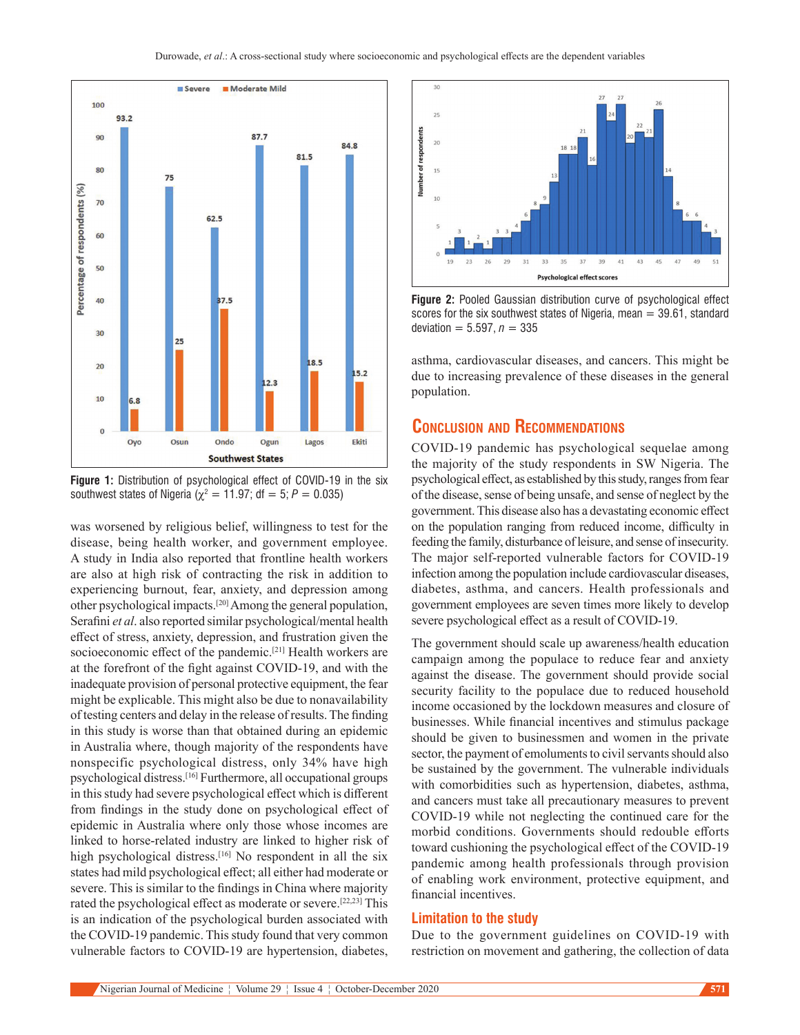Figure 1: Distribution of psychological effect of COVID-19 in the six southwest states of Nigeria ($\chi^2 = 11.97$; df = 5; $P = 0.035$)

Figure 2: Pooled Gaussian distribution curve of psychological effect scores for the six southwest states of Nigeria, mean = 39.61, standard deviation = 5.597, $n = 335$

was worsened by religious belief, willingness to test for the disease, being health worker, and government employee. A study in India also reported that frontline health workers are also at high risk of contracting the risk in addition to experiencing burnout, fear, anxiety, and depression among other psychological impacts.[20] Among the general population, Serafini *et al.* also reported similar psychological/mental health effect of stress, anxiety, depression, and frustration given the socioeconomic effect of the pandemic.[21] Health workers are at the forefront of the fight against COVID-19, and with the inadequate provision of personal protective equipment, the fear might be explicable. This might also be due to nonavailability of testing centers and delay in the release of results. The finding in this study is worse than that obtained during an epidemic in Australia where, though majority of the respondents have nonspecific psychological distress, only 34% have high psychological distress.[16] Furthermore, all occupational groups in this study had severe psychological effect which is different from findings in the study done on psychological effect of epidemic in Australia where only those whose incomes are linked to horse-related industry are linked to higher risk of high psychological distress.[16] No respondent in all the six states had mild psychological effect; all either had moderate or severe. This is similar to the findings in China where majority rated the psychological effect as moderate or severe.[22,23] This is an indication of the psychological burden associated with the COVID-19 pandemic. This study found that very common vulnerable factors to COVID-19 are hypertension, diabetes, asthma, cardiovascular diseases, and cancers. This might be due to increasing prevalence of these diseases in the general population.

## Conclusion and Recommendations

COVID-19 pandemic has psychological sequelae among the majority of the study respondents in SW Nigeria. The psychological effect, as established by this study, ranges from fear of the disease, sense of being unsafe, and sense of neglect by the government. This disease also has a devastating economic effect on the population ranging from reduced income, difficulty in feeding the family, disturbance of leisure, and sense of insecurity. The major self-reported vulnerable factors for COVID-19 infection among the population include cardiovascular diseases, diabetes, asthma, and cancers. Health professionals and government employees are seven times more likely to develop severe psychological effect as a result of COVID-19.

The government should scale up awareness/health education campaign among the populace to reduce fear and anxiety against the disease. The government should provide social security facility to the populace due to reduced household income occasioned by the lockdown measures and closure of businesses. While financial incentives and stimulus package should be given to businessmen and women in the private sector, the payment of emoluments to civil servants should also be sustained by the government. The vulnerable individuals with comorbidities such as hypertension, diabetes, asthma, and cancers must take all precautionary measures to prevent COVID-19 while not neglecting the continued care for the morbid conditions. Governments should redouble efforts toward cushioning the psychological effect of the COVID-19 pandemic among health professionals through provision of enabling work environment, protective equipment, and financial incentives.

### Limitation to the study

Due to the government guidelines on COVID-19 with restriction on movement and gathering, the collection of data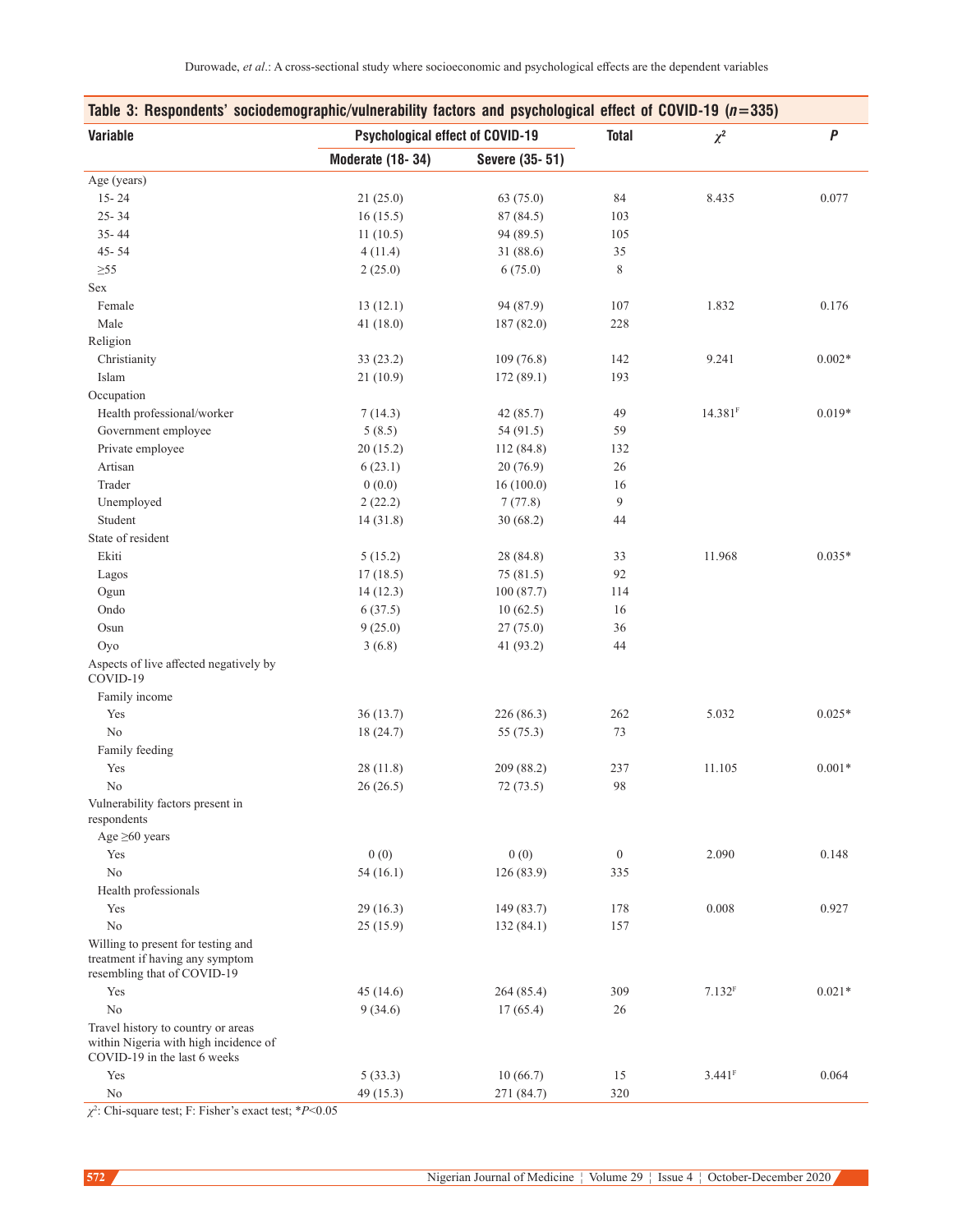**Table 3: Respondents' sociodemographic/vulnerability factors and psychological effect of COVID-19 ($n$=335)**

| Variable | Psychological effect of COVID-19 | | Total | $\chi^2$ | *P* |
|---|---|---|---|---|---|
| | Moderate (18- 34) | Severe (35- 51) | | | |
| Age (years) | | | | | |
| 15- 24 | 21 (25.0) | 63 (75.0) | 84 | 8.435 | 0.077 |
| 25- 34 | 16 (15.5) | 87 (84.5) | 103 | | |
| 35- 44 | 11 (10.5) | 94 (89.5) | 105 | | |
| 45- 54 | 4 (11.4) | 31 (88.6) | 35 | | |
| ≥55 | 2 (25.0) | 6 (75.0) | 8 | | |
| Sex | | | | | |
| Female | 13 (12.1) | 94 (87.9) | 107 | 1.832 | 0.176 |
| Male | 41 (18.0) | 187 (82.0) | 228 | | |
| Religion | | | | | |
| Christianity | 33 (23.2) | 109 (76.8) | 142 | 9.241 | 0.002* |
| Islam | 21 (10.9) | 172 (89.1) | 193 | | |
| Occupation | | | | | |
| Health professional/worker | 7 (14.3) | 42 (85.7) | 49 | 14.381[F] | 0.019* |
| Government employee | 5 (8.5) | 54 (91.5) | 59 | | |
| Private employee | 20 (15.2) | 112 (84.8) | 132 | | |
| Artisan | 6 (23.1) | 20 (76.9) | 26 | | |
| Trader | 0 (0.0) | 16 (100.0) | 16 | | |
| Unemployed | 2 (22.2) | 7 (77.8) | 9 | | |
| Student | 14 (31.8) | 30 (68.2) | 44 | | |
| State of resident | | | | | |
| Ekiti | 5 (15.2) | 28 (84.8) | 33 | 11.968 | 0.035* |
| Lagos | 17 (18.5) | 75 (81.5) | 92 | | |
| Ogun | 14 (12.3) | 100 (87.7) | 114 | | |
| Ondo | 6 (37.5) | 10 (62.5) | 16 | | |
| Osun | 9 (25.0) | 27 (75.0) | 36 | | |
| Oyo | 3 (6.8) | 41 (93.2) | 44 | | |
| Aspects of live affected negatively by COVID-19 | | | | | |
| Family income | | | | | |
| Yes | 36 (13.7) | 226 (86.3) | 262 | 5.032 | 0.025* |
| No | 18 (24.7) | 55 (75.3) | 73 | | |
| Family feeding | | | | | |
| Yes | 28 (11.8) | 209 (88.2) | 237 | 11.105 | 0.001* |
| No | 26 (26.5) | 72 (73.5) | 98 | | |
| Vulnerability factors present in respondents | | | | | |
| Age ≥60 years | | | | | |
| Yes | 0 (0) | 0 (0) | 0 | 2.090 | 0.148 |
| No | 54 (16.1) | 126 (83.9) | 335 | | |
| Health professionals | | | | | |
| Yes | 29 (16.3) | 149 (83.7) | 178 | 0.008 | 0.927 |
| No | 25 (15.9) | 132 (84.1) | 157 | | |
| Willing to present for testing and treatment if having any symptom resembling that of COVID-19 | | | | | |
| Yes | 45 (14.6) | 264 (85.4) | 309 | 7.132[F] | 0.021* |
| No | 9 (34.6) | 17 (65.4) | 26 | | |
| Travel history to country or areas within Nigeria with high incidence of COVID-19 in the last 6 weeks | | | | | |
| Yes | 5 (33.3) | 10 (66.7) | 15 | 3.441[F] | 0.064 |
| No | 49 (15.3) | 271 (84.7) | 320 | | |

$\chi^2$: Chi-square test; F: Fisher's exact test; *$P$<0.05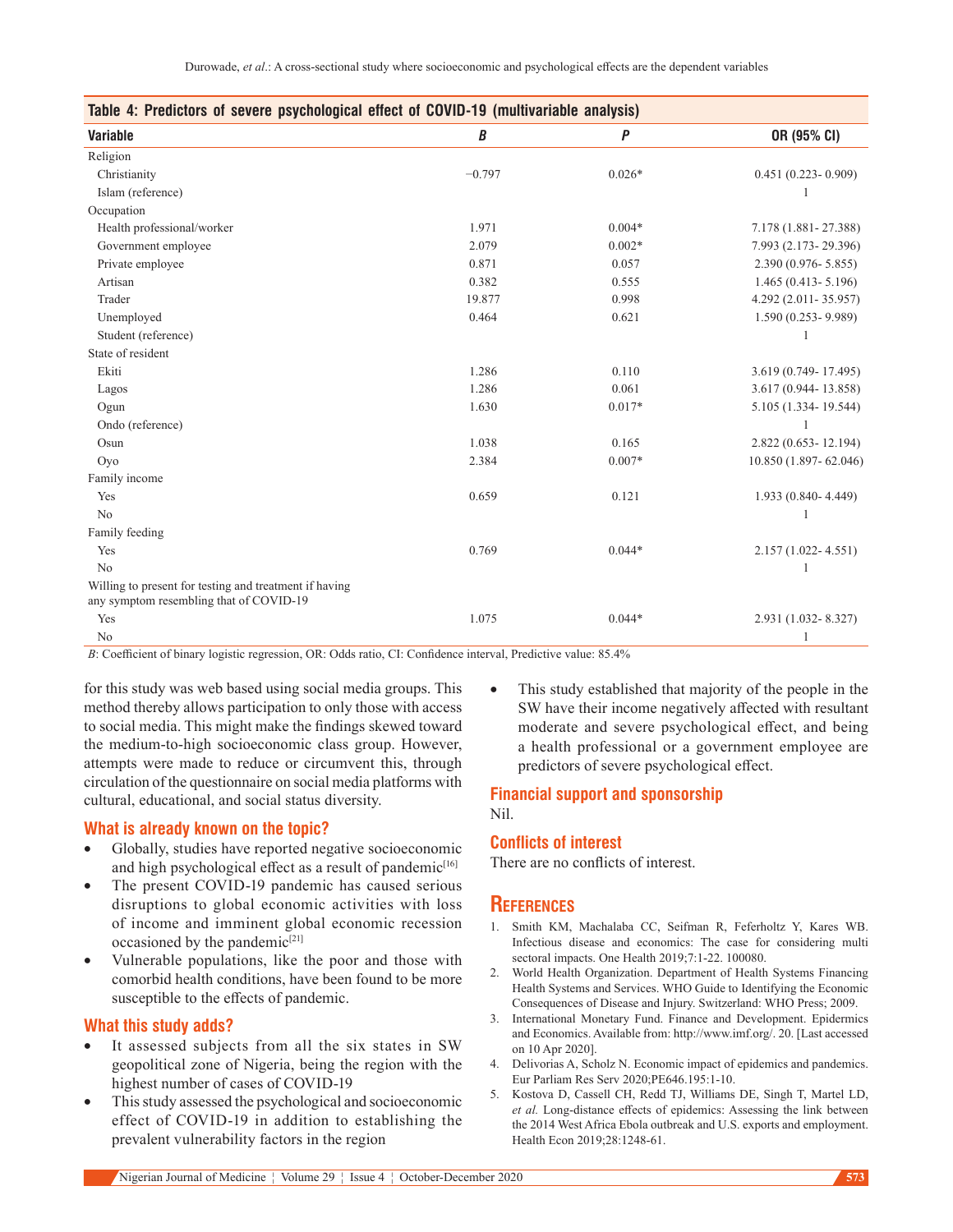**Table 4: Predictors of severe psychological effect of COVID-19 (multivariable analysis)**

| Variable | *B* | *P* | OR (95% CI) |
|---|---|---|---|
| Religion | | | |
| Christianity | −0.797 | 0.026* | 0.451 (0.223- 0.909) |
| Islam (reference) | | | 1 |
| Occupation | | | |
| Health professional/worker | 1.971 | 0.004* | 7.178 (1.881- 27.388) |
| Government employee | 2.079 | 0.002* | 7.993 (2.173- 29.396) |
| Private employee | 0.871 | 0.057 | 2.390 (0.976- 5.855) |
| Artisan | 0.382 | 0.555 | 1.465 (0.413- 5.196) |
| Trader | 19.877 | 0.998 | 4.292 (2.011- 35.957) |
| Unemployed | 0.464 | 0.621 | 1.590 (0.253- 9.989) |
| Student (reference) | | | 1 |
| State of resident | | | |
| Ekiti | 1.286 | 0.110 | 3.619 (0.749- 17.495) |
| Lagos | 1.286 | 0.061 | 3.617 (0.944- 13.858) |
| Ogun | 1.630 | 0.017* | 5.105 (1.334- 19.544) |
| Ondo (reference) | | | 1 |
| Osun | 1.038 | 0.165 | 2.822 (0.653- 12.194) |
| Oyo | 2.384 | 0.007* | 10.850 (1.897- 62.046) |
| Family income | | | |
| Yes | 0.659 | 0.121 | 1.933 (0.840- 4.449) |
| No | | | 1 |
| Family feeding | | | |
| Yes | 0.769 | 0.044* | 2.157 (1.022- 4.551) |
| No | | | 1 |
| Willing to present for testing and treatment if having any symptom resembling that of COVID-19 | | | |
| Yes | 1.075 | 0.044* | 2.931 (1.032- 8.327) |
| No | | | 1 |

*B*: Coefficient of binary logistic regression, OR: Odds ratio, CI: Confidence interval, Predictive value: 85.4%

for this study was web based using social media groups. This method thereby allows participation to only those with access to social media. This might make the findings skewed toward the medium-to-high socioeconomic class group. However, attempts were made to reduce or circumvent this, through circulation of the questionnaire on social media platforms with cultural, educational, and social status diversity.

## What is already known on the topic?

- Globally, studies have reported negative socioeconomic and high psychological effect as a result of pandemic[16]
- The present COVID-19 pandemic has caused serious disruptions to global economic activities with loss of income and imminent global economic recession occasioned by the pandemic[21]
- Vulnerable populations, like the poor and those with comorbid health conditions, have been found to be more susceptible to the effects of pandemic.

## What this study adds?

- It assessed subjects from all the six states in SW geopolitical zone of Nigeria, being the region with the highest number of cases of COVID-19
- This study assessed the psychological and socioeconomic effect of COVID-19 in addition to establishing the prevalent vulnerability factors in the region
- This study established that majority of the people in the SW have their income negatively affected with resultant moderate and severe psychological effect, and being a health professional or a government employee are predictors of severe psychological effect.

## Financial support and sponsorship

Nil.

## Conflicts of interest

There are no conflicts of interest.

## References

1. Smith KM, Machalaba CC, Seifman R, Feferholtz Y, Kares WB. Infectious disease and economics: The case for considering multi sectoral impacts. One Health 2019;7:1-22. 100080.
2. World Health Organization. Department of Health Systems Financing Health Systems and Services. WHO Guide to Identifying the Economic Consequences of Disease and Injury. Switzerland: WHO Press; 2009.
3. International Monetary Fund. Finance and Development. Available from: http://www.imf.org/. 20. [Last accessed on 10 Apr 2020].
4. Delivorias A, Scholz N. Economic impact of epidemics and pandemics. Eur Parliam Res Serv 2020;PE646.195:1-10.
5. Kostova D, Cassell CH, Redd TJ, Williams DE, Singh T, Martel LD, *et al.* Long-distance effects of epidemics: Assessing the link between the 2014 West Africa Ebola outbreak and U.S. exports and employment. Health Econ 2019;28:1248-61.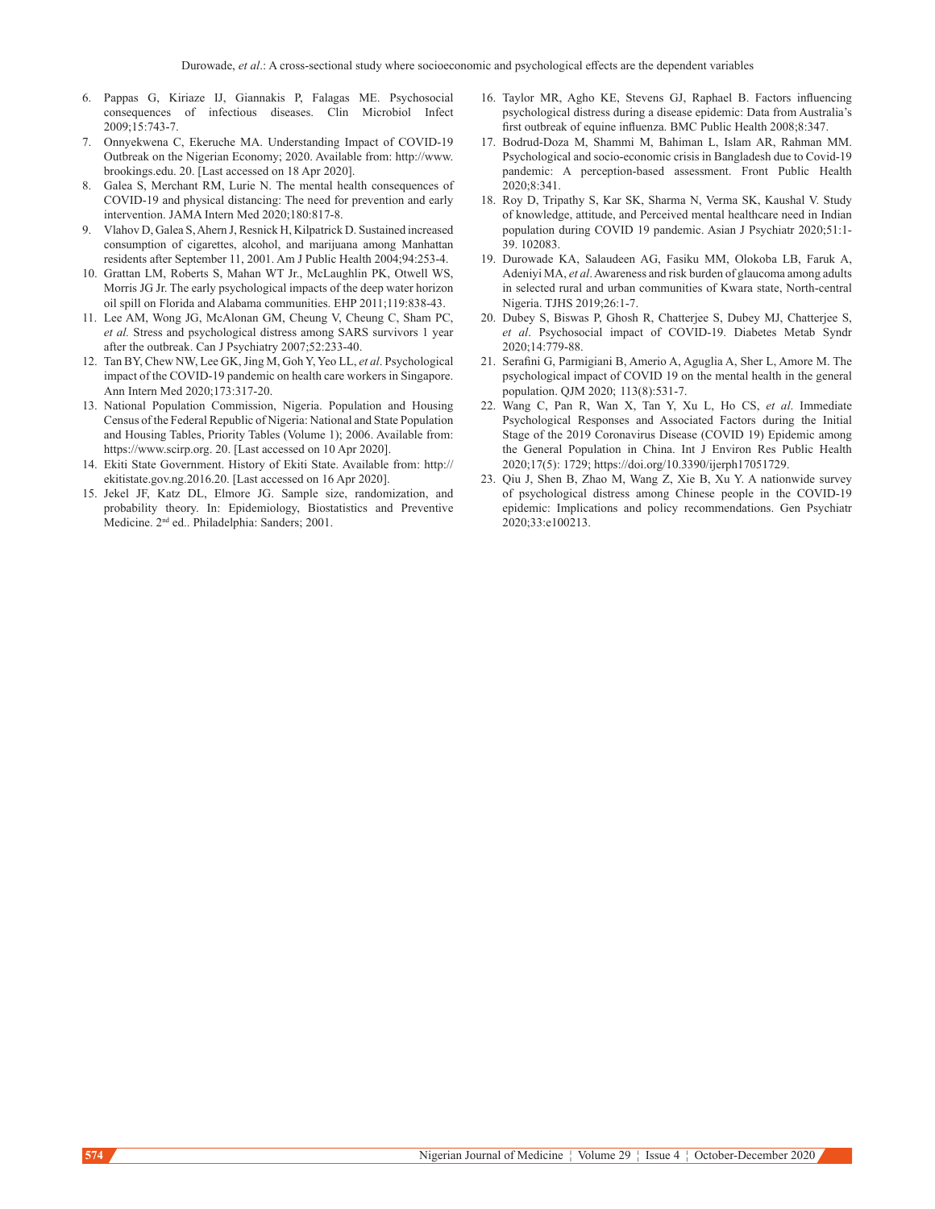6. Pappas G, Kiriaze IJ, Giannakis P, Falagas ME. Psychosocial consequences of infectious diseases. Clin Microbiol Infect 2009;15:743-7.
7. Onnyekwena C, Ekeruche MA. Understanding Impact of COVID-19 Outbreak on the Nigerian Economy; 2020. Available from: http://www.brookings.edu. 20. [Last accessed on 18 Apr 2020].
8. Galea S, Merchant RM, Lurie N. The mental health consequences of COVID-19 and physical distancing: The need for prevention and early intervention. JAMA Intern Med 2020;180:817-8.
9. Vlahov D, Galea S, Ahern J, Resnick H, Kilpatrick D. Sustained increased consumption of cigarettes, alcohol, and marijuana among Manhattan residents after September 11, 2001. Am J Public Health 2004;94:253-4.
10. Grattan LM, Roberts S, Mahan WT Jr., McLaughlin PK, Otwell WS, Morris JG Jr. The early psychological impacts of the deep water horizon oil spill on Florida and Alabama communities. EHP 2011;119:838-43.
11. Lee AM, Wong JG, McAlonan GM, Cheung V, Cheung C, Sham PC, *et al.* Stress and psychological distress among SARS survivors 1 year after the outbreak. Can J Psychiatry 2007;52:233-40.
12. Tan BY, Chew NW, Lee GK, Jing M, Goh Y, Yeo LL, *et al*. Psychological impact of the COVID-19 pandemic on health care workers in Singapore. Ann Intern Med 2020;173:317-20.
13. National Population Commission, Nigeria. Population and Housing Census of the Federal Republic of Nigeria: National and State Population and Housing Tables, Priority Tables (Volume 1); 2006. Available from: https://www.scirp.org. 20. [Last accessed on 10 Apr 2020].
14. Ekiti State Government. History of Ekiti State. Available from: http://ekitistate.gov.ng.2016.20. [Last accessed on 16 Apr 2020].
15. Jekel JF, Katz DL, Elmore JG. Sample size, randomization, and probability theory. In: Epidemiology, Biostatistics and Preventive Medicine. 2nd ed.. Philadelphia: Sanders; 2001.
16. Taylor MR, Agho KE, Stevens GJ, Raphael B. Factors influencing psychological distress during a disease epidemic: Data from Australia's first outbreak of equine influenza. BMC Public Health 2008;8:347.
17. Bodrud-Doza M, Shammi M, Bahiman L, Islam AR, Rahman MM. Psychological and socio-economic crisis in Bangladesh due to Covid-19 pandemic: A perception-based assessment. Front Public Health 2020;8:341.
18. Roy D, Tripathy S, Kar SK, Sharma N, Verma SK, Kaushal V. Study of knowledge, attitude, and Perceived mental healthcare need in Indian population during COVID 19 pandemic. Asian J Psychiatr 2020;51:1-39. 102083.
19. Durowade KA, Salaudeen AG, Fasiku MM, Olokoba LB, Faruk A, Adeniyi MA, *et al*. Awareness and risk burden of glaucoma among adults in selected rural and urban communities of Kwara state, North-central Nigeria. TJHS 2019;26:1-7.
20. Dubey S, Biswas P, Ghosh R, Chatterjee S, Dubey MJ, Chatterjee S, *et al*. Psychosocial impact of COVID-19. Diabetes Metab Syndr 2020;14:779-88.
21. Serafini G, Parmigiani B, Amerio A, Aguglia A, Sher L, Amore M. The psychological impact of COVID 19 on the mental health in the general population. QJM 2020; 113(8):531-7.
22. Wang C, Pan R, Wan X, Tan Y, Xu L, Ho CS, *et al*. Immediate Psychological Responses and Associated Factors during the Initial Stage of the 2019 Coronavirus Disease (COVID 19) Epidemic among the General Population in China. Int J Environ Res Public Health 2020;17(5): 1729; https://doi.org/10.3390/ijerph17051729.
23. Qiu J, Shen B, Zhao M, Wang Z, Xie B, Xu Y. A nationwide survey of psychological distress among Chinese people in the COVID-19 epidemic: Implications and policy recommendations. Gen Psychiatr 2020;33:e100213.